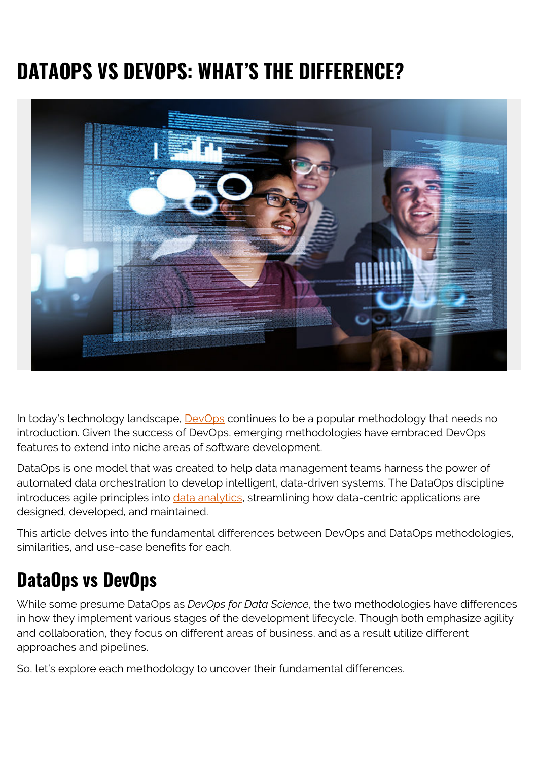# DATAOPS VS DEVOPS: WHAT'S THE DIFFERENCE?

In today's technology landscape, DevOps continues to be a popular methodology that needs no introduction. Given the success of DevOps, emerging methodologies have embraced DevOps features to extend into niche areas of software development.

DataOps is one model that was created to help data management teams harness the power of automated data orchestration to develop intelligent, data-driven systems. The DataOps discipline introduces agile principles into data analytics, streamlining how data-centric applications are designed, developed, and maintained.

This article delves into the fundamental differences between DevOps and DataOps methodologies, similarities, and use-case benefits for each.

## DataOps vs DevOps

While some presume DataOps as *DevOps for Data Science*, the two methodologies have differences in how they implement various stages of the development lifecycle. Though both emphasize agility and collaboration, they focus on different areas of business, and as a result utilize different approaches and pipelines.

So, let's explore each methodology to uncover their fundamental differences.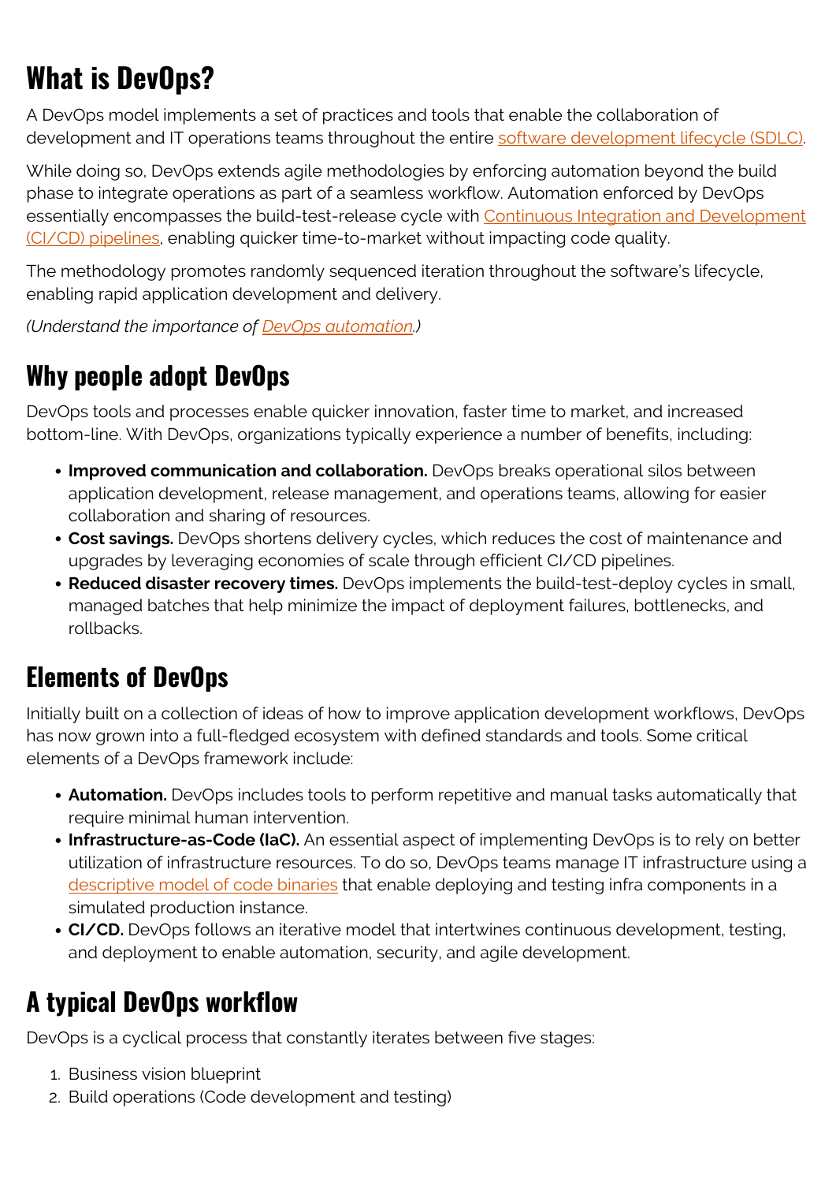# What is DevOps?

A DevOps model implements a set of practices and tools that enable the collaboration of development and IT operations teams throughout the entire software development lifecycle (SDLC).

While doing so, DevOps extends agile methodologies by enforcing automation beyond the build phase to integrate operations as part of a seamless workflow. Automation enforced by DevOps essentially encompasses the build-test-release cycle with Continuous Integration and Development (CI/CD) pipelines, enabling quicker time-to-market without impacting code quality.

The methodology promotes randomly sequenced iteration throughout the software's lifecycle, enabling rapid application development and delivery.

*(Understand the importance of DevOps automation.)*

## Why people adopt DevOps

DevOps tools and processes enable quicker innovation, faster time to market, and increased bottom-line. With DevOps, organizations typically experience a number of benefits, including:

- **Improved communication and collaboration.** DevOps breaks operational silos between application development, release management, and operations teams, allowing for easier collaboration and sharing of resources.
- **Cost savings.** DevOps shortens delivery cycles, which reduces the cost of maintenance and upgrades by leveraging economies of scale through efficient CI/CD pipelines.
- **Reduced disaster recovery times.** DevOps implements the build-test-deploy cycles in small, managed batches that help minimize the impact of deployment failures, bottlenecks, and rollbacks.

## Elements of DevOps

Initially built on a collection of ideas of how to improve application development workflows, DevOps has now grown into a full-fledged ecosystem with defined standards and tools. Some critical elements of a DevOps framework include:

- **Automation.** DevOps includes tools to perform repetitive and manual tasks automatically that require minimal human intervention.
- **Infrastructure-as-Code (IaC).** An essential aspect of implementing DevOps is to rely on better utilization of infrastructure resources. To do so, DevOps teams manage IT infrastructure using a descriptive model of code binaries that enable deploying and testing infra components in a simulated production instance.
- **CI/CD.** DevOps follows an iterative model that intertwines continuous development, testing, and deployment to enable automation, security, and agile development.

## A typical DevOps workflow

DevOps is a cyclical process that constantly iterates between five stages:

1. Business vision blueprint
2. Build operations (Code development and testing)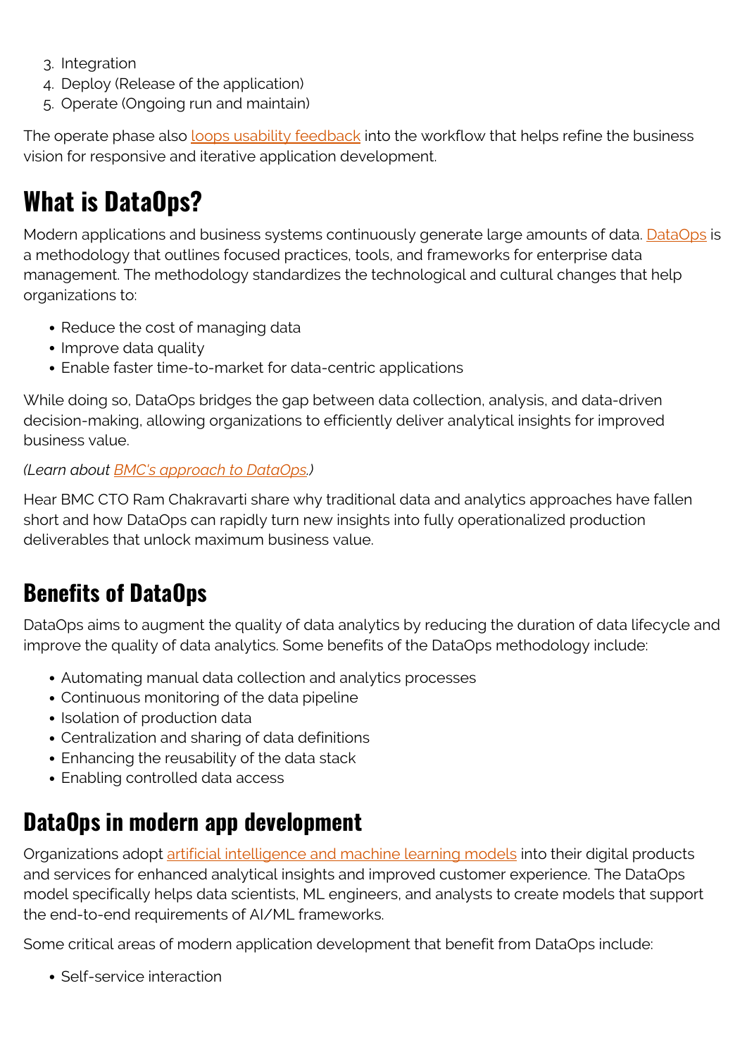3. Integration
4. Deploy (Release of the application)
5. Operate (Ongoing run and maintain)

The operate phase also loops usability feedback into the workflow that helps refine the business vision for responsive and iterative application development.

## What is DataOps?

Modern applications and business systems continuously generate large amounts of data. DataOps is a methodology that outlines focused practices, tools, and frameworks for enterprise data management. The methodology standardizes the technological and cultural changes that help organizations to:

- Reduce the cost of managing data
- Improve data quality
- Enable faster time-to-market for data-centric applications

While doing so, DataOps bridges the gap between data collection, analysis, and data-driven decision-making, allowing organizations to efficiently deliver analytical insights for improved business value.

*(Learn about BMC's approach to DataOps.)*

Hear BMC CTO Ram Chakravarti share why traditional data and analytics approaches have fallen short and how DataOps can rapidly turn new insights into fully operationalized production deliverables that unlock maximum business value.

## Benefits of DataOps

DataOps aims to augment the quality of data analytics by reducing the duration of data lifecycle and improve the quality of data analytics. Some benefits of the DataOps methodology include:

- Automating manual data collection and analytics processes
- Continuous monitoring of the data pipeline
- Isolation of production data
- Centralization and sharing of data definitions
- Enhancing the reusability of the data stack
- Enabling controlled data access

## DataOps in modern app development

Organizations adopt artificial intelligence and machine learning models into their digital products and services for enhanced analytical insights and improved customer experience. The DataOps model specifically helps data scientists, ML engineers, and analysts to create models that support the end-to-end requirements of AI/ML frameworks.

Some critical areas of modern application development that benefit from DataOps include:

- Self-service interaction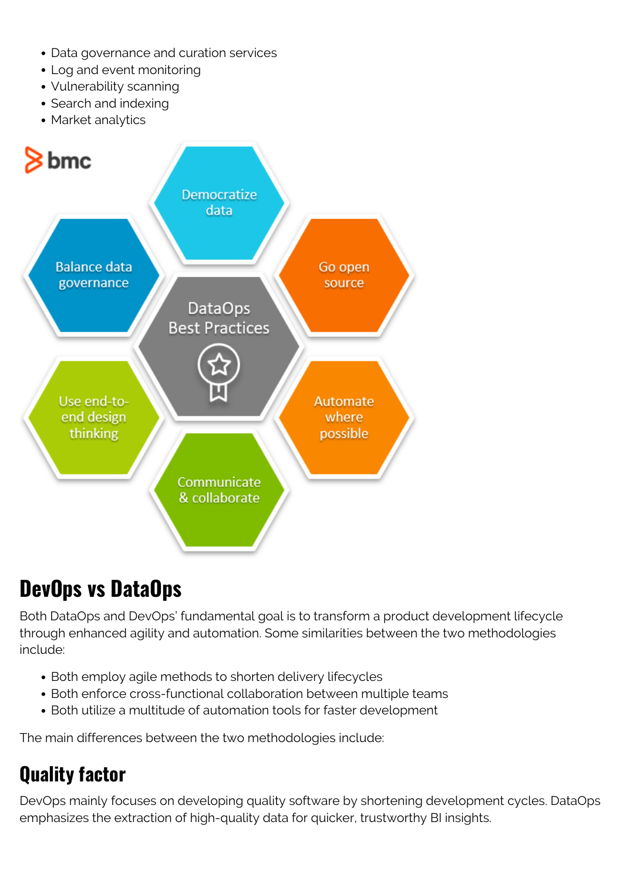- Data governance and curation services
- Log and event monitoring
- Vulnerability scanning
- Search and indexing
- Market analytics

DataOps Best Practices

- Democratize data
- Go open source
- Automate where possible
- Communicate & collaborate
- Use end-to-end design thinking
- Balance data governance

## DevOps vs DataOps

Both DataOps and DevOps' fundamental goal is to transform a product development lifecycle through enhanced agility and automation. Some similarities between the two methodologies include:

- Both employ agile methods to shorten delivery lifecycles
- Both enforce cross-functional collaboration between multiple teams
- Both utilize a multitude of automation tools for faster development

The main differences between the two methodologies include:

### Quality factor

DevOps mainly focuses on developing quality software by shortening development cycles. DataOps emphasizes the extraction of high-quality data for quicker, trustworthy BI insights.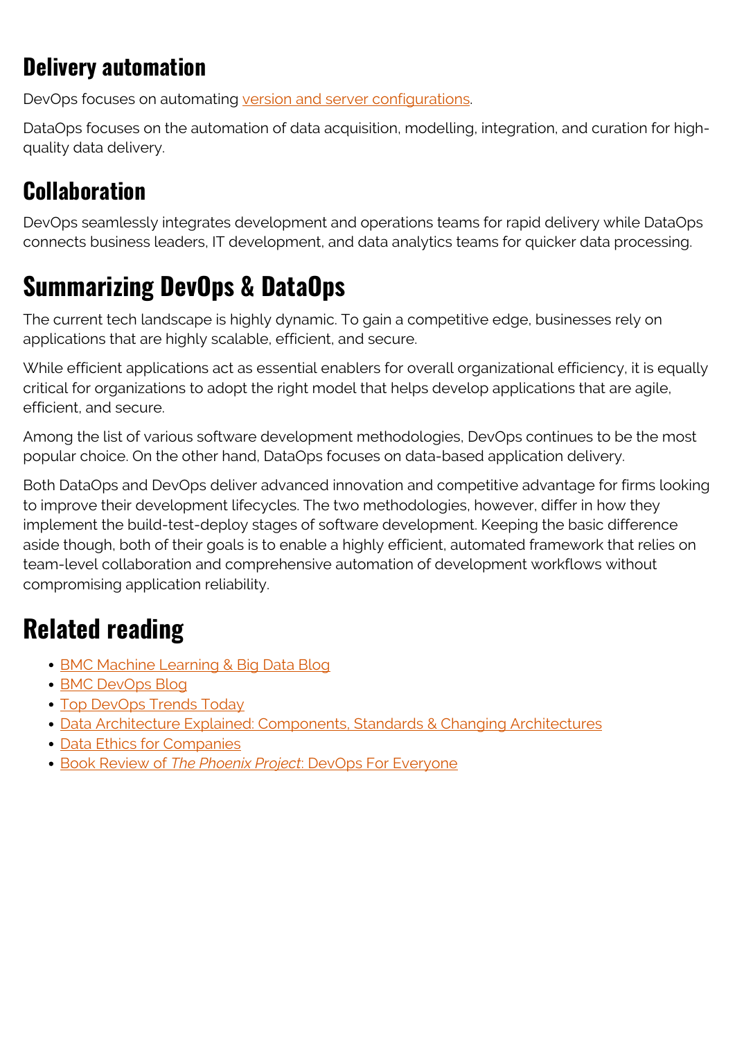## Delivery automation

DevOps focuses on automating version and server configurations.

DataOps focuses on the automation of data acquisition, modelling, integration, and curation for high-quality data delivery.

## Collaboration

DevOps seamlessly integrates development and operations teams for rapid delivery while DataOps connects business leaders, IT development, and data analytics teams for quicker data processing.

# Summarizing DevOps & DataOps

The current tech landscape is highly dynamic. To gain a competitive edge, businesses rely on applications that are highly scalable, efficient, and secure.

While efficient applications act as essential enablers for overall organizational efficiency, it is equally critical for organizations to adopt the right model that helps develop applications that are agile, efficient, and secure.

Among the list of various software development methodologies, DevOps continues to be the most popular choice. On the other hand, DataOps focuses on data-based application delivery.

Both DataOps and DevOps deliver advanced innovation and competitive advantage for firms looking to improve their development lifecycles. The two methodologies, however, differ in how they implement the build-test-deploy stages of software development. Keeping the basic difference aside though, both of their goals is to enable a highly efficient, automated framework that relies on team-level collaboration and comprehensive automation of development workflows without compromising application reliability.

# Related reading

- BMC Machine Learning & Big Data Blog
- BMC DevOps Blog
- Top DevOps Trends Today
- Data Architecture Explained: Components, Standards & Changing Architectures
- Data Ethics for Companies
- Book Review of *The Phoenix Project*: DevOps For Everyone